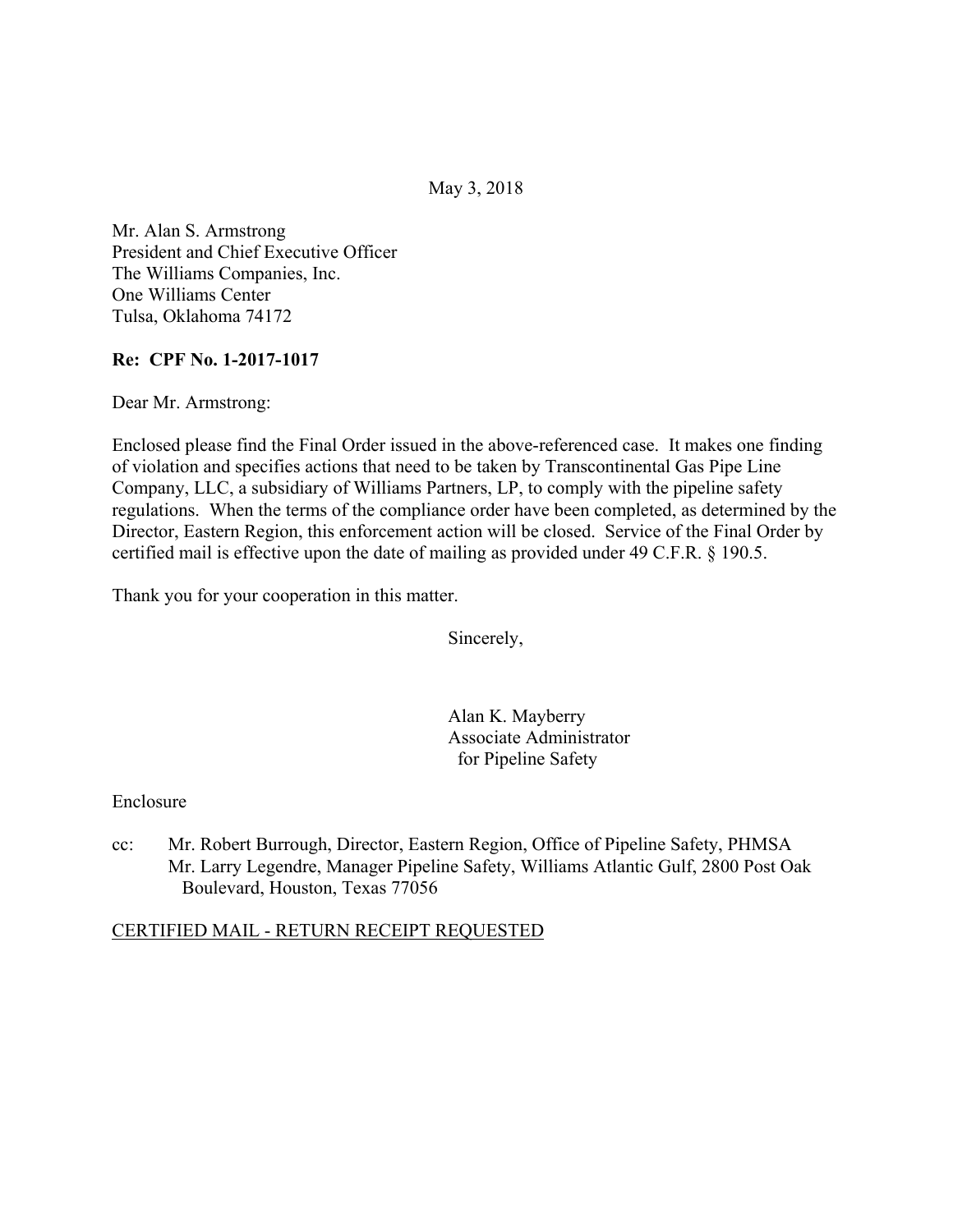May 3, 2018

Mr. Alan S. Armstrong
President and Chief Executive Officer
The Williams Companies, Inc.
One Williams Center
Tulsa, Oklahoma 74172

**Re: CPF No. 1-2017-1017**

Dear Mr. Armstrong:

Enclosed please find the Final Order issued in the above-referenced case. It makes one finding of violation and specifies actions that need to be taken by Transcontinental Gas Pipe Line Company, LLC, a subsidiary of Williams Partners, LP, to comply with the pipeline safety regulations. When the terms of the compliance order have been completed, as determined by the Director, Eastern Region, this enforcement action will be closed. Service of the Final Order by certified mail is effective upon the date of mailing as provided under 49 C.F.R. § 190.5.

Thank you for your cooperation in this matter.

Sincerely,

Alan K. Mayberry
Associate Administrator
for Pipeline Safety

Enclosure

cc: Mr. Robert Burrough, Director, Eastern Region, Office of Pipeline Safety, PHMSA
Mr. Larry Legendre, Manager Pipeline Safety, Williams Atlantic Gulf, 2800 Post Oak Boulevard, Houston, Texas 77056

CERTIFIED MAIL - RETURN RECEIPT REQUESTED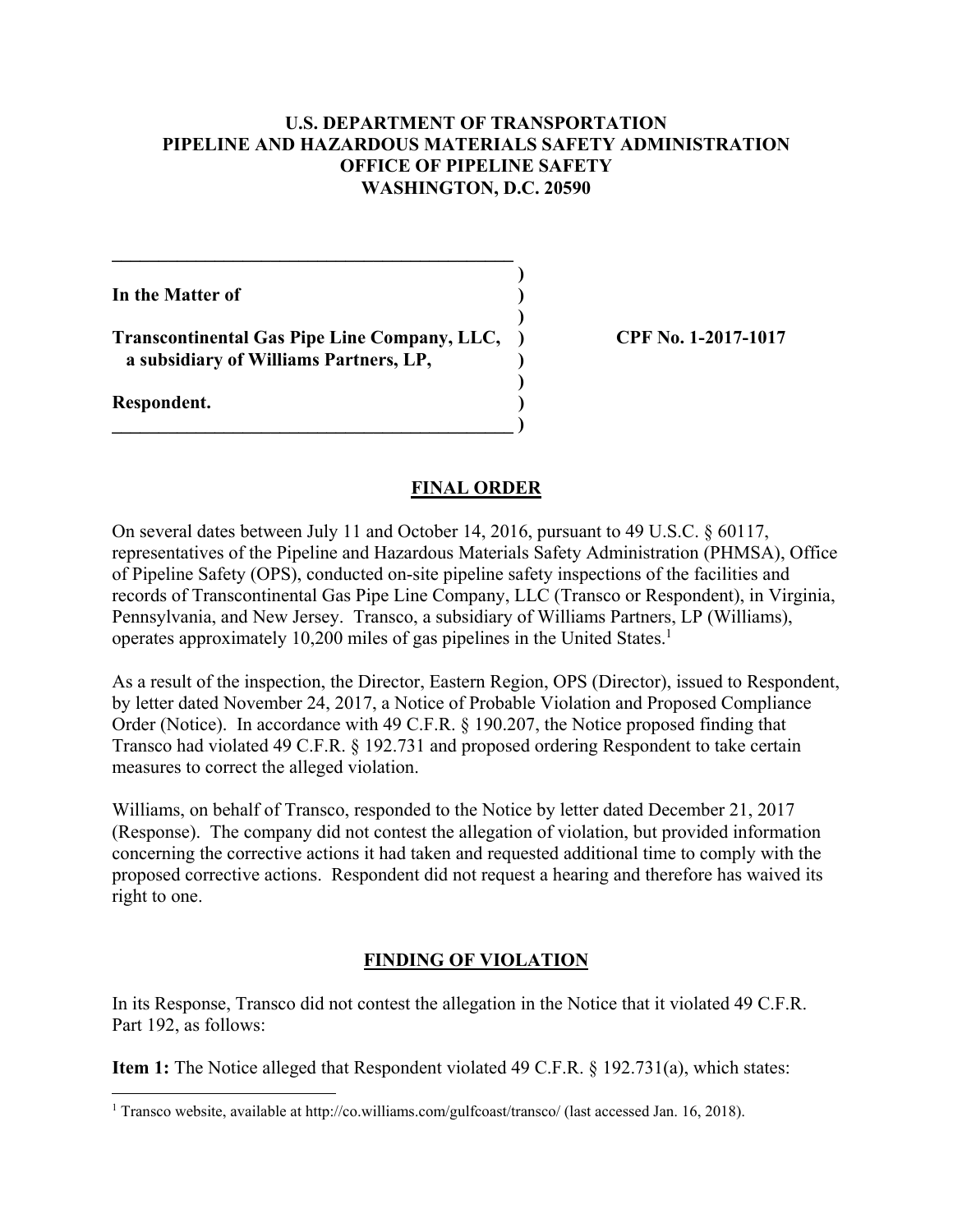**U.S. DEPARTMENT OF TRANSPORTATION**
**PIPELINE AND HAZARDOUS MATERIALS SAFETY ADMINISTRATION**
**OFFICE OF PIPELINE SAFETY**
**WASHINGTON, D.C. 20590**

| | | |
|---|---|---|
| **In the Matter of** | ) | |
| | ) | |
| **Transcontinental Gas Pipe Line Company, LLC,** | ) | **CPF No. 1-2017-1017** |
| **a subsidiary of Williams Partners, LP,** | ) | |
| | ) | |
| **Respondent.** | ) | |

## FINAL ORDER

On several dates between July 11 and October 14, 2016, pursuant to 49 U.S.C. § 60117, representatives of the Pipeline and Hazardous Materials Safety Administration (PHMSA), Office of Pipeline Safety (OPS), conducted on-site pipeline safety inspections of the facilities and records of Transcontinental Gas Pipe Line Company, LLC (Transco or Respondent), in Virginia, Pennsylvania, and New Jersey. Transco, a subsidiary of Williams Partners, LP (Williams), operates approximately 10,200 miles of gas pipelines in the United States.[1]

As a result of the inspection, the Director, Eastern Region, OPS (Director), issued to Respondent, by letter dated November 24, 2017, a Notice of Probable Violation and Proposed Compliance Order (Notice). In accordance with 49 C.F.R. § 190.207, the Notice proposed finding that Transco had violated 49 C.F.R. § 192.731 and proposed ordering Respondent to take certain measures to correct the alleged violation.

Williams, on behalf of Transco, responded to the Notice by letter dated December 21, 2017 (Response). The company did not contest the allegation of violation, but provided information concerning the corrective actions it had taken and requested additional time to comply with the proposed corrective actions. Respondent did not request a hearing and therefore has waived its right to one.

## FINDING OF VIOLATION

In its Response, Transco did not contest the allegation in the Notice that it violated 49 C.F.R. Part 192, as follows:

**Item 1:** The Notice alleged that Respondent violated 49 C.F.R. § 192.731(a), which states:

[1] Transco website, available at http://co.williams.com/gulfcoast/transco/ (last accessed Jan. 16, 2018).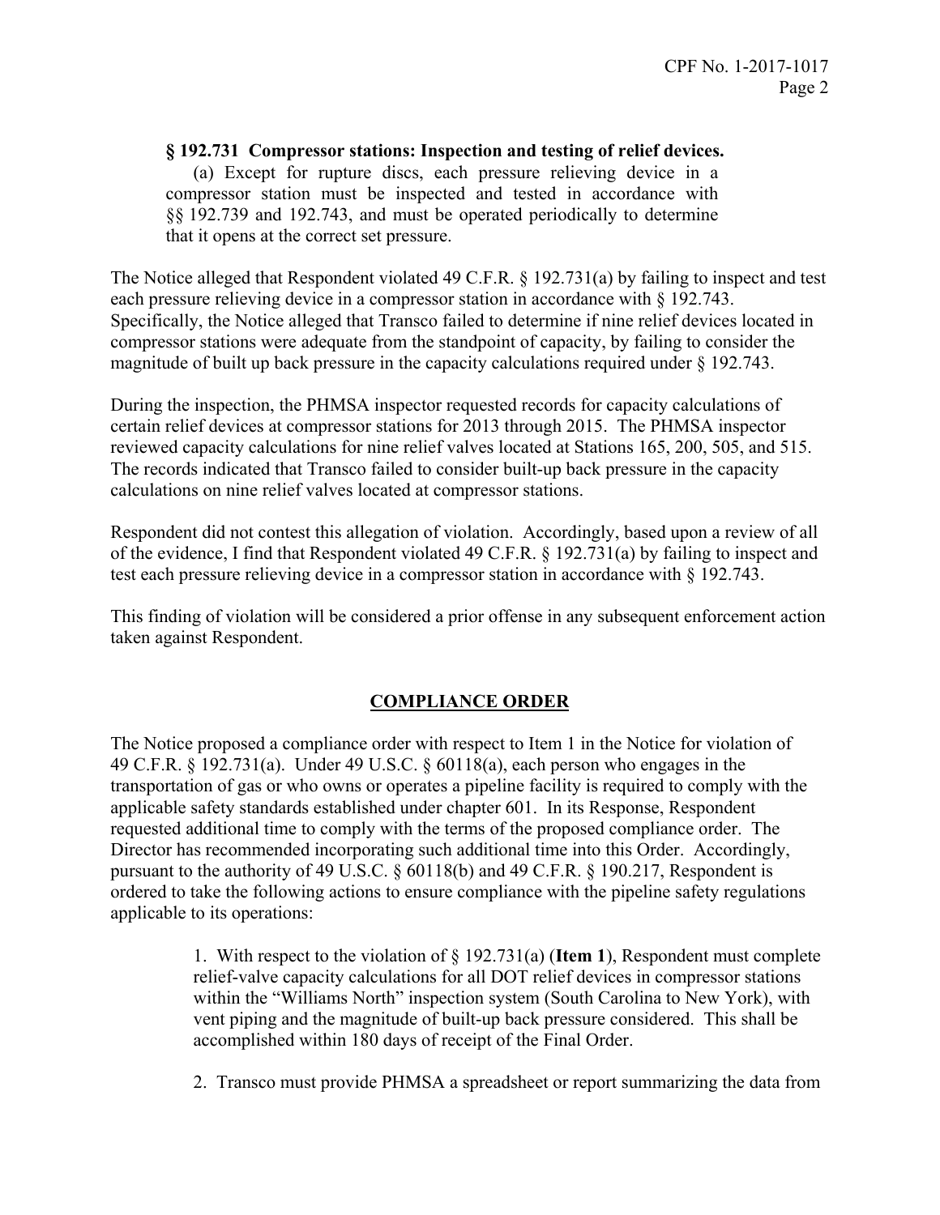**§ 192.731 Compressor stations: Inspection and testing of relief devices.**

(a) Except for rupture discs, each pressure relieving device in a compressor station must be inspected and tested in accordance with §§ 192.739 and 192.743, and must be operated periodically to determine that it opens at the correct set pressure.

The Notice alleged that Respondent violated 49 C.F.R. § 192.731(a) by failing to inspect and test each pressure relieving device in a compressor station in accordance with § 192.743. Specifically, the Notice alleged that Transco failed to determine if nine relief devices located in compressor stations were adequate from the standpoint of capacity, by failing to consider the magnitude of built up back pressure in the capacity calculations required under § 192.743.

During the inspection, the PHMSA inspector requested records for capacity calculations of certain relief devices at compressor stations for 2013 through 2015. The PHMSA inspector reviewed capacity calculations for nine relief valves located at Stations 165, 200, 505, and 515. The records indicated that Transco failed to consider built-up back pressure in the capacity calculations on nine relief valves located at compressor stations.

Respondent did not contest this allegation of violation. Accordingly, based upon a review of all of the evidence, I find that Respondent violated 49 C.F.R. § 192.731(a) by failing to inspect and test each pressure relieving device in a compressor station in accordance with § 192.743.

This finding of violation will be considered a prior offense in any subsequent enforcement action taken against Respondent.

## COMPLIANCE ORDER

The Notice proposed a compliance order with respect to Item 1 in the Notice for violation of 49 C.F.R. § 192.731(a). Under 49 U.S.C. § 60118(a), each person who engages in the transportation of gas or who owns or operates a pipeline facility is required to comply with the applicable safety standards established under chapter 601. In its Response, Respondent requested additional time to comply with the terms of the proposed compliance order. The Director has recommended incorporating such additional time into this Order. Accordingly, pursuant to the authority of 49 U.S.C. § 60118(b) and 49 C.F.R. § 190.217, Respondent is ordered to take the following actions to ensure compliance with the pipeline safety regulations applicable to its operations:

1. With respect to the violation of § 192.731(a) (**Item 1**), Respondent must complete relief-valve capacity calculations for all DOT relief devices in compressor stations within the "Williams North" inspection system (South Carolina to New York), with vent piping and the magnitude of built-up back pressure considered. This shall be accomplished within 180 days of receipt of the Final Order.

2. Transco must provide PHMSA a spreadsheet or report summarizing the data from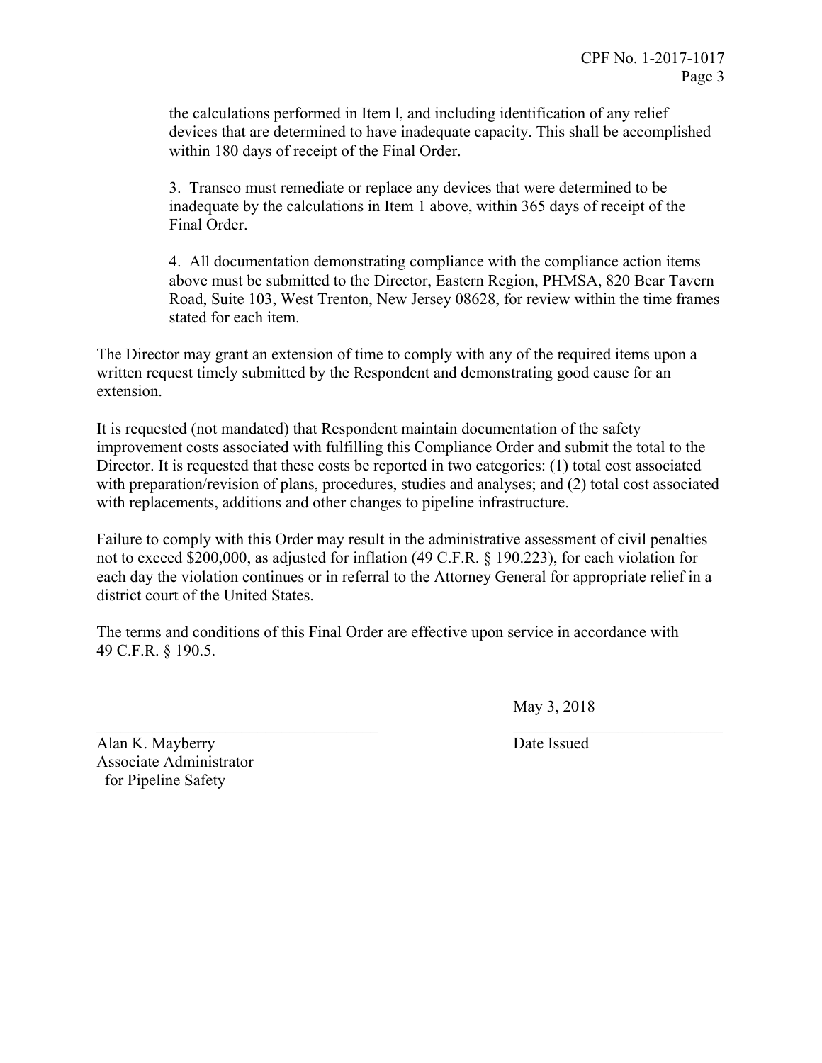the calculations performed in Item l, and including identification of any relief devices that are determined to have inadequate capacity. This shall be accomplished within 180 days of receipt of the Final Order.

3. Transco must remediate or replace any devices that were determined to be inadequate by the calculations in Item 1 above, within 365 days of receipt of the Final Order.

4. All documentation demonstrating compliance with the compliance action items above must be submitted to the Director, Eastern Region, PHMSA, 820 Bear Tavern Road, Suite 103, West Trenton, New Jersey 08628, for review within the time frames stated for each item.

The Director may grant an extension of time to comply with any of the required items upon a written request timely submitted by the Respondent and demonstrating good cause for an extension.

It is requested (not mandated) that Respondent maintain documentation of the safety improvement costs associated with fulfilling this Compliance Order and submit the total to the Director. It is requested that these costs be reported in two categories: (1) total cost associated with preparation/revision of plans, procedures, studies and analyses; and (2) total cost associated with replacements, additions and other changes to pipeline infrastructure.

Failure to comply with this Order may result in the administrative assessment of civil penalties not to exceed $200,000, as adjusted for inflation (49 C.F.R. § 190.223), for each violation for each day the violation continues or in referral to the Attorney General for appropriate relief in a district court of the United States.

The terms and conditions of this Final Order are effective upon service in accordance with 49 C.F.R. § 190.5.

May 3, 2018

\_\_\_\_\_\_\_\_\_\_\_\_\_\_\_\_\_\_\_\_\_\_\_\_\_\_\_\_\_\_\_\_\_\_ \_\_\_\_\_\_\_\_\_\_\_\_\_\_\_\_\_\_\_\_\_\_\_\_\_

Alan K. Mayberry  
Associate Administrator  
for Pipeline Safety

Date Issued